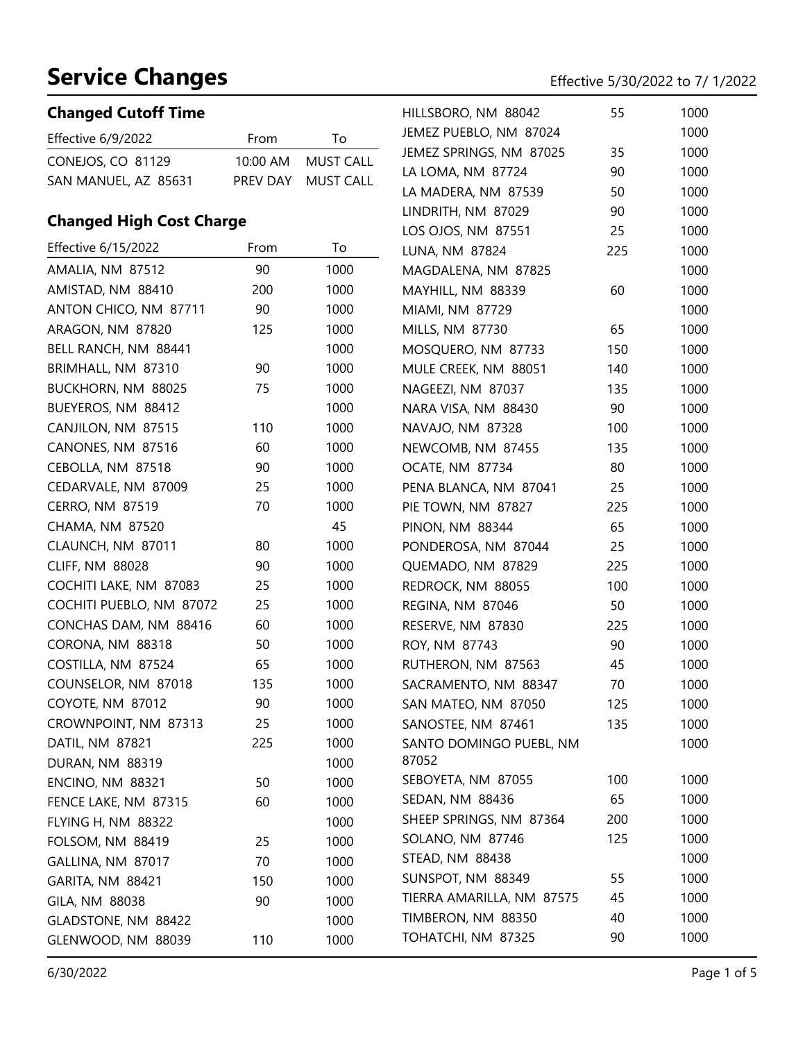# Service Changes

Effective 5/30/2022 to 7/ 1/2022

## Changed Cutoff Time

| Effective 6/9/2022 | From | To |
|---|---|---|
| CONEJOS, CO 81129 | 10:00 AM | MUST CALL |
| SAN MANUEL, AZ 85631 | PREV DAY | MUST CALL |

## Changed High Cost Charge

| Effective 6/15/2022 | From | To |
|---|---|---|
| AMALIA, NM 87512 | 90 | 1000 |
| AMISTAD, NM 88410 | 200 | 1000 |
| ANTON CHICO, NM 87711 | 90 | 1000 |
| ARAGON, NM 87820 | 125 | 1000 |
| BELL RANCH, NM 88441 | | 1000 |
| BRIMHALL, NM 87310 | 90 | 1000 |
| BUCKHORN, NM 88025 | 75 | 1000 |
| BUEYEROS, NM 88412 | | 1000 |
| CANJILON, NM 87515 | 110 | 1000 |
| CANONES, NM 87516 | 60 | 1000 |
| CEBOLLA, NM 87518 | 90 | 1000 |
| CEDARVALE, NM 87009 | 25 | 1000 |
| CERRO, NM 87519 | 70 | 1000 |
| CHAMA, NM 87520 | | 45 |
| CLAUNCH, NM 87011 | 80 | 1000 |
| CLIFF, NM 88028 | 90 | 1000 |
| COCHITI LAKE, NM 87083 | 25 | 1000 |
| COCHITI PUEBLO, NM 87072 | 25 | 1000 |
| CONCHAS DAM, NM 88416 | 60 | 1000 |
| CORONA, NM 88318 | 50 | 1000 |
| COSTILLA, NM 87524 | 65 | 1000 |
| COUNSELOR, NM 87018 | 135 | 1000 |
| COYOTE, NM 87012 | 90 | 1000 |
| CROWNPOINT, NM 87313 | 25 | 1000 |
| DATIL, NM 87821 | 225 | 1000 |
| DURAN, NM 88319 | | 1000 |
| ENCINO, NM 88321 | 50 | 1000 |
| FENCE LAKE, NM 87315 | 60 | 1000 |
| FLYING H, NM 88322 | | 1000 |
| FOLSOM, NM 88419 | 25 | 1000 |
| GALLINA, NM 87017 | 70 | 1000 |
| GARITA, NM 88421 | 150 | 1000 |
| GILA, NM 88038 | 90 | 1000 |
| GLADSTONE, NM 88422 | | 1000 |
| GLENWOOD, NM 88039 | 110 | 1000 |
| HILLSBORO, NM 88042 | 55 | 1000 |
| JEMEZ PUEBLO, NM 87024 | | 1000 |
| JEMEZ SPRINGS, NM 87025 | 35 | 1000 |
| LA LOMA, NM 87724 | 90 | 1000 |
| LA MADERA, NM 87539 | 50 | 1000 |
| LINDRITH, NM 87029 | 90 | 1000 |
| LOS OJOS, NM 87551 | 25 | 1000 |
| LUNA, NM 87824 | 225 | 1000 |
| MAGDALENA, NM 87825 | | 1000 |
| MAYHILL, NM 88339 | 60 | 1000 |
| MIAMI, NM 87729 | | 1000 |
| MILLS, NM 87730 | 65 | 1000 |
| MOSQUERO, NM 87733 | 150 | 1000 |
| MULE CREEK, NM 88051 | 140 | 1000 |
| NAGEEZI, NM 87037 | 135 | 1000 |
| NARA VISA, NM 88430 | 90 | 1000 |
| NAVAJO, NM 87328 | 100 | 1000 |
| NEWCOMB, NM 87455 | 135 | 1000 |
| OCATE, NM 87734 | 80 | 1000 |
| PENA BLANCA, NM 87041 | 25 | 1000 |
| PIE TOWN, NM 87827 | 225 | 1000 |
| PINON, NM 88344 | 65 | 1000 |
| PONDEROSA, NM 87044 | 25 | 1000 |
| QUEMADO, NM 87829 | 225 | 1000 |
| REDROCK, NM 88055 | 100 | 1000 |
| REGINA, NM 87046 | 50 | 1000 |
| RESERVE, NM 87830 | 225 | 1000 |
| ROY, NM 87743 | 90 | 1000 |
| RUTHERON, NM 87563 | 45 | 1000 |
| SACRAMENTO, NM 88347 | 70 | 1000 |
| SAN MATEO, NM 87050 | 125 | 1000 |
| SANOSTEE, NM 87461 | 135 | 1000 |
| SANTO DOMINGO PUEBL, NM 87052 | | 1000 |
| SEBOYETA, NM 87055 | 100 | 1000 |
| SEDAN, NM 88436 | 65 | 1000 |
| SHEEP SPRINGS, NM 87364 | 200 | 1000 |
| SOLANO, NM 87746 | 125 | 1000 |
| STEAD, NM 88438 | | 1000 |
| SUNSPOT, NM 88349 | 55 | 1000 |
| TIERRA AMARILLA, NM 87575 | 45 | 1000 |
| TIMBERON, NM 88350 | 40 | 1000 |
| TOHATCHI, NM 87325 | 90 | 1000 |

6/30/2022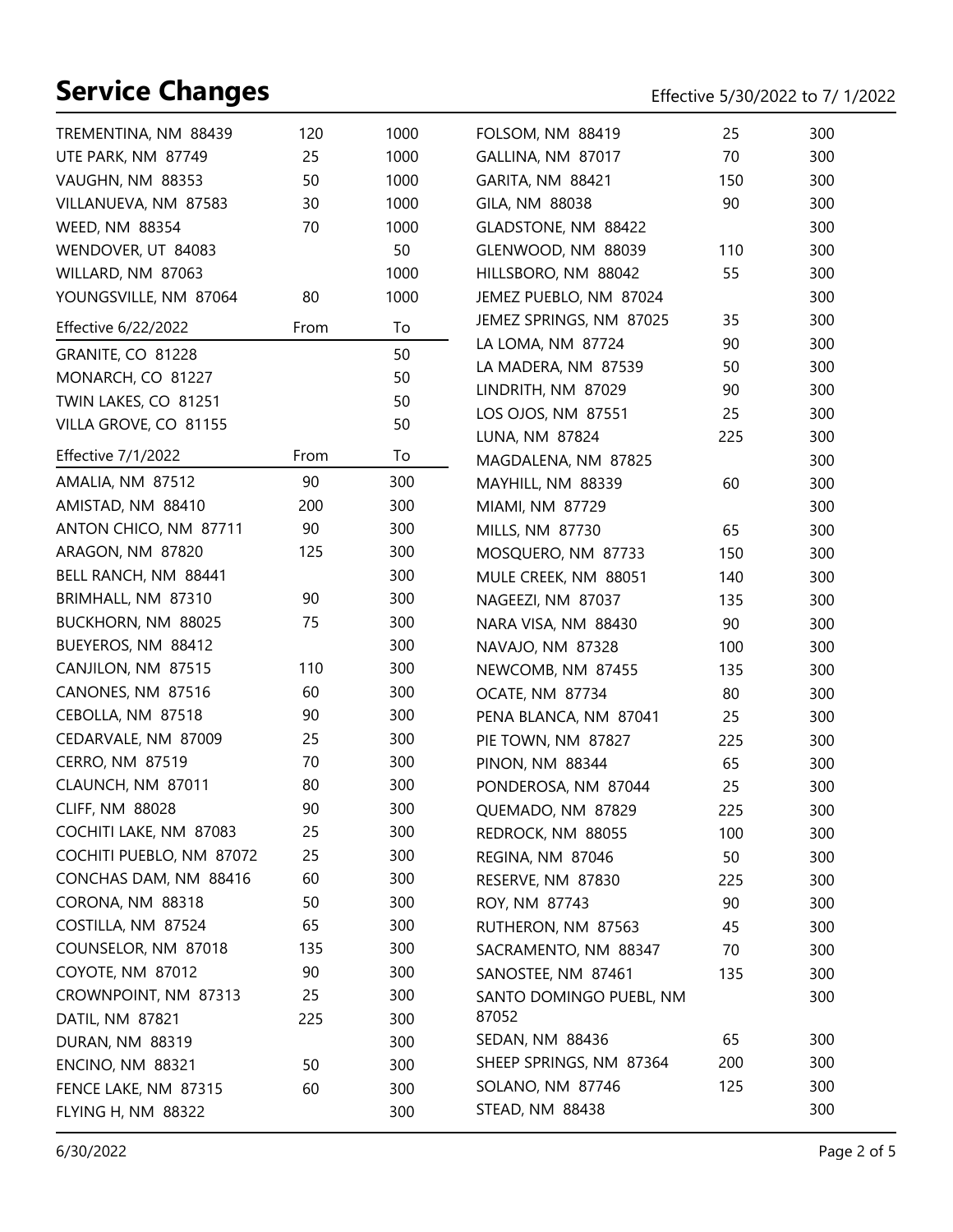## Service Changes

Effective 5/30/2022 to 7/ 1/2022

| Location | From | To |
|---|---|---|
| TREMENTINA, NM 88439 | 120 | 1000 |
| UTE PARK, NM 87749 | 25 | 1000 |
| VAUGHN, NM 88353 | 50 | 1000 |
| VILLANUEVA, NM 87583 | 30 | 1000 |
| WEED, NM 88354 | 70 | 1000 |
| WENDOVER, UT 84083 | | 50 |
| WILLARD, NM 87063 | | 1000 |
| YOUNGSVILLE, NM 87064 | 80 | 1000 |

| Effective 6/22/2022 | From | To |
|---|---|---|
| GRANITE, CO 81228 | | 50 |
| MONARCH, CO 81227 | | 50 |
| TWIN LAKES, CO 81251 | | 50 |
| VILLA GROVE, CO 81155 | | 50 |

| Effective 7/1/2022 | From | To |
|---|---|---|
| AMALIA, NM 87512 | 90 | 300 |
| AMISTAD, NM 88410 | 200 | 300 |
| ANTON CHICO, NM 87711 | 90 | 300 |
| ARAGON, NM 87820 | 125 | 300 |
| BELL RANCH, NM 88441 | | 300 |
| BRIMHALL, NM 87310 | 90 | 300 |
| BUCKHORN, NM 88025 | 75 | 300 |
| BUEYEROS, NM 88412 | | 300 |
| CANJILON, NM 87515 | 110 | 300 |
| CANONES, NM 87516 | 60 | 300 |
| CEBOLLA, NM 87518 | 90 | 300 |
| CEDARVALE, NM 87009 | 25 | 300 |
| CERRO, NM 87519 | 70 | 300 |
| CLAUNCH, NM 87011 | 80 | 300 |
| CLIFF, NM 88028 | 90 | 300 |
| COCHITI LAKE, NM 87083 | 25 | 300 |
| COCHITI PUEBLO, NM 87072 | 25 | 300 |
| CONCHAS DAM, NM 88416 | 60 | 300 |
| CORONA, NM 88318 | 50 | 300 |
| COSTILLA, NM 87524 | 65 | 300 |
| COUNSELOR, NM 87018 | 135 | 300 |
| COYOTE, NM 87012 | 90 | 300 |
| CROWNPOINT, NM 87313 | 25 | 300 |
| DATIL, NM 87821 | 225 | 300 |
| DURAN, NM 88319 | | 300 |
| ENCINO, NM 88321 | 50 | 300 |
| FENCE LAKE, NM 87315 | 60 | 300 |
| FLYING H, NM 88322 | | 300 |
| FOLSOM, NM 88419 | 25 | 300 |
| GALLINA, NM 87017 | 70 | 300 |
| GARITA, NM 88421 | 150 | 300 |
| GILA, NM 88038 | 90 | 300 |
| GLADSTONE, NM 88422 | | 300 |
| GLENWOOD, NM 88039 | 110 | 300 |
| HILLSBORO, NM 88042 | 55 | 300 |
| JEMEZ PUEBLO, NM 87024 | | 300 |
| JEMEZ SPRINGS, NM 87025 | 35 | 300 |
| LA LOMA, NM 87724 | 90 | 300 |
| LA MADERA, NM 87539 | 50 | 300 |
| LINDRITH, NM 87029 | 90 | 300 |
| LOS OJOS, NM 87551 | 25 | 300 |
| LUNA, NM 87824 | 225 | 300 |
| MAGDALENA, NM 87825 | | 300 |
| MAYHILL, NM 88339 | 60 | 300 |
| MIAMI, NM 87729 | | 300 |
| MILLS, NM 87730 | 65 | 300 |
| MOSQUERO, NM 87733 | 150 | 300 |
| MULE CREEK, NM 88051 | 140 | 300 |
| NAGEEZI, NM 87037 | 135 | 300 |
| NARA VISA, NM 88430 | 90 | 300 |
| NAVAJO, NM 87328 | 100 | 300 |
| NEWCOMB, NM 87455 | 135 | 300 |
| OCATE, NM 87734 | 80 | 300 |
| PENA BLANCA, NM 87041 | 25 | 300 |
| PIE TOWN, NM 87827 | 225 | 300 |
| PINON, NM 88344 | 65 | 300 |
| PONDEROSA, NM 87044 | 25 | 300 |
| QUEMADO, NM 87829 | 225 | 300 |
| REDROCK, NM 88055 | 100 | 300 |
| REGINA, NM 87046 | 50 | 300 |
| RESERVE, NM 87830 | 225 | 300 |
| ROY, NM 87743 | 90 | 300 |
| RUTHERON, NM 87563 | 45 | 300 |
| SACRAMENTO, NM 88347 | 70 | 300 |
| SANOSTEE, NM 87461 | 135 | 300 |
| SANTO DOMINGO PUEBL, NM 87052 | | 300 |
| SEDAN, NM 88436 | 65 | 300 |
| SHEEP SPRINGS, NM 87364 | 200 | 300 |
| SOLANO, NM 87746 | 125 | 300 |
| STEAD, NM 88438 | | 300 |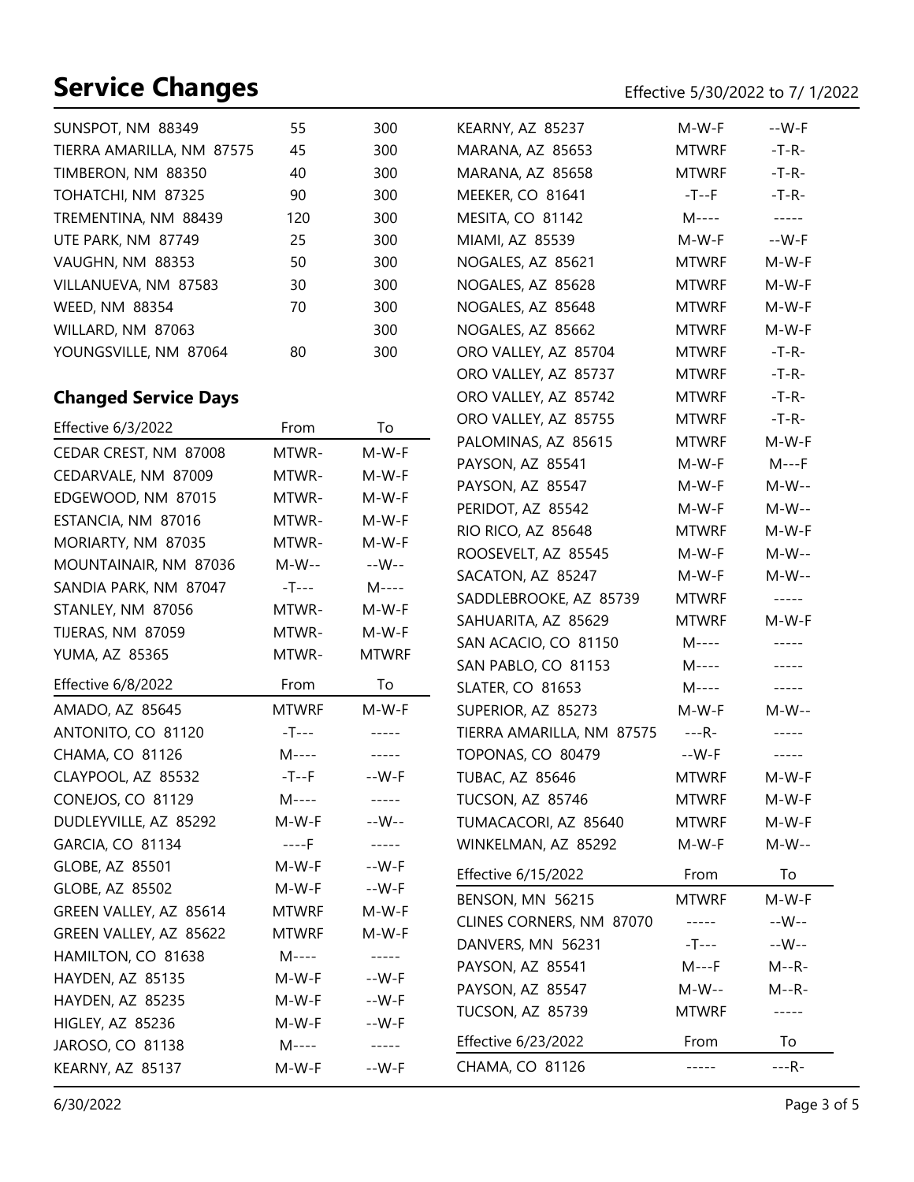# Service Changes

Effective 5/30/2022 to 7/ 1/2022

| | | |
|---|---|---|
| SUNSPOT, NM 88349 | 55 | 300 |
| TIERRA AMARILLA, NM 87575 | 45 | 300 |
| TIMBERON, NM 88350 | 40 | 300 |
| TOHATCHI, NM 87325 | 90 | 300 |
| TREMENTINA, NM 88439 | 120 | 300 |
| UTE PARK, NM 87749 | 25 | 300 |
| VAUGHN, NM 88353 | 50 | 300 |
| VILLANUEVA, NM 87583 | 30 | 300 |
| WEED, NM 88354 | 70 | 300 |
| WILLARD, NM 87063 | | 300 |
| YOUNGSVILLE, NM 87064 | 80 | 300 |

## Changed Service Days

| Effective 6/3/2022 | From | To |
|---|---|---|
| CEDAR CREST, NM 87008 | MTWR- | M-W-F |
| CEDARVALE, NM 87009 | MTWR- | M-W-F |
| EDGEWOOD, NM 87015 | MTWR- | M-W-F |
| ESTANCIA, NM 87016 | MTWR- | M-W-F |
| MORIARTY, NM 87035 | MTWR- | M-W-F |
| MOUNTAINAIR, NM 87036 | M-W-- | --W-- |
| SANDIA PARK, NM 87047 | -T--- | M---- |
| STANLEY, NM 87056 | MTWR- | M-W-F |
| TIJERAS, NM 87059 | MTWR- | M-W-F |
| YUMA, AZ 85365 | MTWR- | MTWRF |

| Effective 6/8/2022 | From | To |
|---|---|---|
| AMADO, AZ 85645 | MTWRF | M-W-F |
| ANTONITO, CO 81120 | -T--- | ----- |
| CHAMA, CO 81126 | M---- | ----- |
| CLAYPOOL, AZ 85532 | -T--F | --W-F |
| CONEJOS, CO 81129 | M---- | ----- |
| DUDLEYVILLE, AZ 85292 | M-W-F | --W-- |
| GARCIA, CO 81134 | ----F | ----- |
| GLOBE, AZ 85501 | M-W-F | --W-F |
| GLOBE, AZ 85502 | M-W-F | --W-F |
| GREEN VALLEY, AZ 85614 | MTWRF | M-W-F |
| GREEN VALLEY, AZ 85622 | MTWRF | M-W-F |
| HAMILTON, CO 81638 | M---- | ----- |
| HAYDEN, AZ 85135 | M-W-F | --W-F |
| HAYDEN, AZ 85235 | M-W-F | --W-F |
| HIGLEY, AZ 85236 | M-W-F | --W-F |
| JAROSO, CO 81138 | M---- | ----- |
| KEARNY, AZ 85137 | M-W-F | --W-F |
| KEARNY, AZ 85237 | M-W-F | --W-F |
| MARANA, AZ 85653 | MTWRF | -T-R- |
| MARANA, AZ 85658 | MTWRF | -T-R- |
| MEEKER, CO 81641 | -T--F | -T-R- |
| MESITA, CO 81142 | M---- | ----- |
| MIAMI, AZ 85539 | M-W-F | --W-F |
| NOGALES, AZ 85621 | MTWRF | M-W-F |
| NOGALES, AZ 85628 | MTWRF | M-W-F |
| NOGALES, AZ 85648 | MTWRF | M-W-F |
| NOGALES, AZ 85662 | MTWRF | M-W-F |
| ORO VALLEY, AZ 85704 | MTWRF | -T-R- |
| ORO VALLEY, AZ 85737 | MTWRF | -T-R- |
| ORO VALLEY, AZ 85742 | MTWRF | -T-R- |
| ORO VALLEY, AZ 85755 | MTWRF | -T-R- |
| PALOMINAS, AZ 85615 | MTWRF | M-W-F |
| PAYSON, AZ 85541 | M-W-F | M---F |
| PAYSON, AZ 85547 | M-W-F | M-W-- |
| PERIDOT, AZ 85542 | M-W-F | M-W-- |
| RIO RICO, AZ 85648 | MTWRF | M-W-F |
| ROOSEVELT, AZ 85545 | M-W-F | M-W-- |
| SACATON, AZ 85247 | M-W-F | M-W-- |
| SADDLEBROOKE, AZ 85739 | MTWRF | ----- |
| SAHUARITA, AZ 85629 | MTWRF | M-W-F |
| SAN ACACIO, CO 81150 | M---- | ----- |
| SAN PABLO, CO 81153 | M---- | ----- |
| SLATER, CO 81653 | M---- | ----- |
| SUPERIOR, AZ 85273 | M-W-F | M-W-- |
| TIERRA AMARILLA, NM 87575 | ---R- | ----- |
| TOPONAS, CO 80479 | --W-F | ----- |
| TUBAC, AZ 85646 | MTWRF | M-W-F |
| TUCSON, AZ 85746 | MTWRF | M-W-F |
| TUMACACORI, AZ 85640 | MTWRF | M-W-F |
| WINKELMAN, AZ 85292 | M-W-F | M-W-- |

| Effective 6/15/2022 | From | To |
|---|---|---|
| BENSON, MN 56215 | MTWRF | M-W-F |
| CLINES CORNERS, NM 87070 | ----- | --W-- |
| DANVERS, MN 56231 | -T--- | --W-- |
| PAYSON, AZ 85541 | M---F | M--R- |
| PAYSON, AZ 85547 | M-W-- | M--R- |
| TUCSON, AZ 85739 | MTWRF | ----- |

| Effective 6/23/2022 | From | To |
|---|---|---|
| CHAMA, CO 81126 | ----- | ---R- |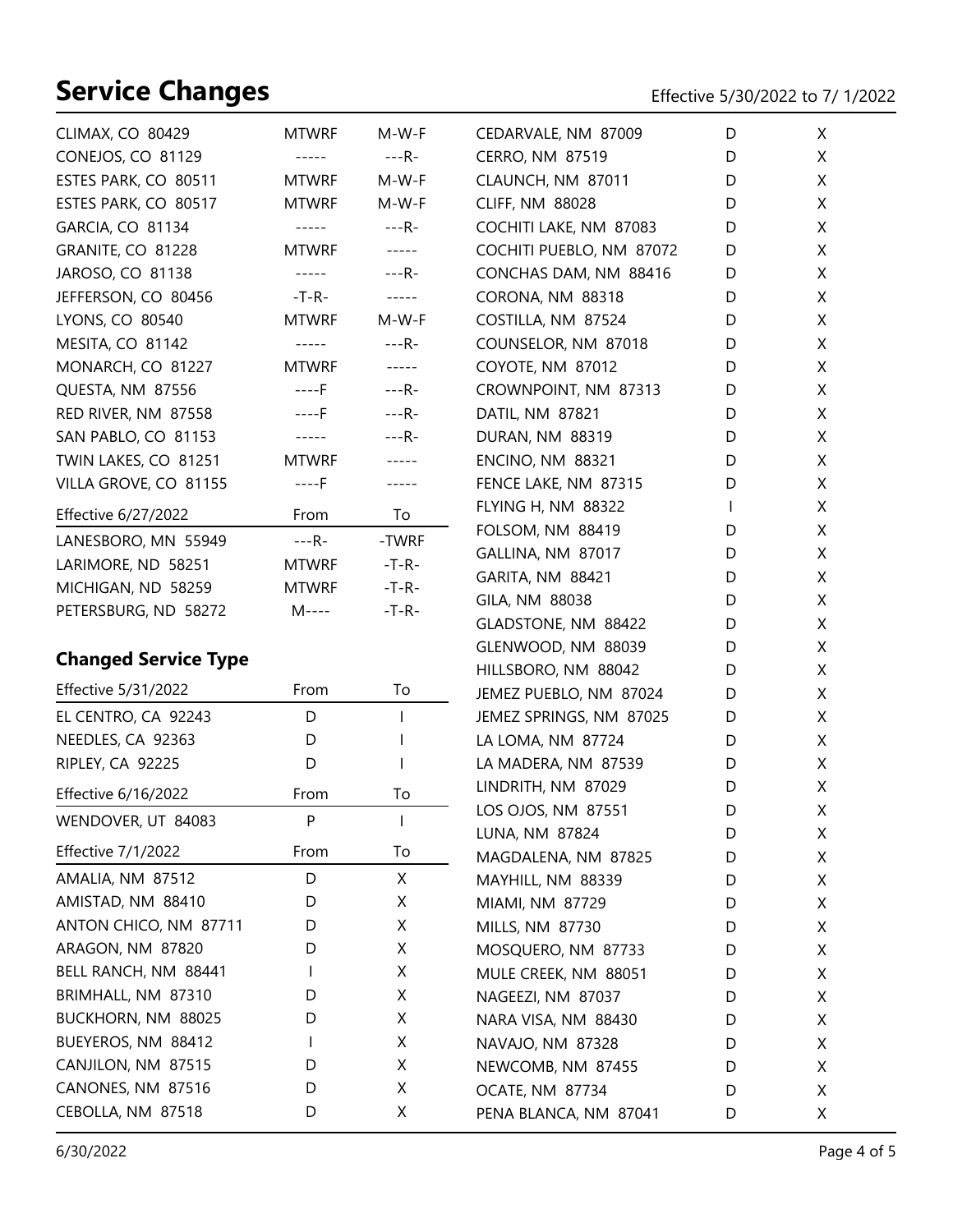# Service Changes

Effective 5/30/2022 to 7/ 1/2022

| | | |
|---|---|---|
| CLIMAX, CO 80429 | MTWRF | M-W-F |
| CONEJOS, CO 81129 | ----- | ---R- |
| ESTES PARK, CO 80511 | MTWRF | M-W-F |
| ESTES PARK, CO 80517 | MTWRF | M-W-F |
| GARCIA, CO 81134 | ----- | ---R- |
| GRANITE, CO 81228 | MTWRF | ----- |
| JAROSO, CO 81138 | ----- | ---R- |
| JEFFERSON, CO 80456 | -T-R- | ----- |
| LYONS, CO 80540 | MTWRF | M-W-F |
| MESITA, CO 81142 | ----- | ---R- |
| MONARCH, CO 81227 | MTWRF | ----- |
| QUESTA, NM 87556 | ----F | ---R- |
| RED RIVER, NM 87558 | ----F | ---R- |
| SAN PABLO, CO 81153 | ----- | ---R- |
| TWIN LAKES, CO 81251 | MTWRF | ----- |
| VILLA GROVE, CO 81155 | ----F | ----- |

| Effective 6/27/2022 | From | To |
|---|---|---|
| LANESBORO, MN 55949 | ---R- | -TWRF |
| LARIMORE, ND 58251 | MTWRF | -T-R- |
| MICHIGAN, ND 58259 | MTWRF | -T-R- |
| PETERSBURG, ND 58272 | M---- | -T-R- |

## Changed Service Type

| Effective 5/31/2022 | From | To |
|---|---|---|
| EL CENTRO, CA 92243 | D | I |
| NEEDLES, CA 92363 | D | I |
| RIPLEY, CA 92225 | D | I |

| Effective 6/16/2022 | From | To |
|---|---|---|
| WENDOVER, UT 84083 | P | I |

| Effective 7/1/2022 | From | To |
|---|---|---|
| AMALIA, NM 87512 | D | X |
| AMISTAD, NM 88410 | D | X |
| ANTON CHICO, NM 87711 | D | X |
| ARAGON, NM 87820 | D | X |
| BELL RANCH, NM 88441 | I | X |
| BRIMHALL, NM 87310 | D | X |
| BUCKHORN, NM 88025 | D | X |
| BUEYEROS, NM 88412 | I | X |
| CANJILON, NM 87515 | D | X |
| CANONES, NM 87516 | D | X |
| CEBOLLA, NM 87518 | D | X |
| CEDARVALE, NM 87009 | D | X |
| CERRO, NM 87519 | D | X |
| CLAUNCH, NM 87011 | D | X |
| CLIFF, NM 88028 | D | X |
| COCHITI LAKE, NM 87083 | D | X |
| COCHITI PUEBLO, NM 87072 | D | X |
| CONCHAS DAM, NM 88416 | D | X |
| CORONA, NM 88318 | D | X |
| COSTILLA, NM 87524 | D | X |
| COUNSELOR, NM 87018 | D | X |
| COYOTE, NM 87012 | D | X |
| CROWNPOINT, NM 87313 | D | X |
| DATIL, NM 87821 | D | X |
| DURAN, NM 88319 | D | X |
| ENCINO, NM 88321 | D | X |
| FENCE LAKE, NM 87315 | D | X |
| FLYING H, NM 88322 | I | X |
| FOLSOM, NM 88419 | D | X |
| GALLINA, NM 87017 | D | X |
| GARITA, NM 88421 | D | X |
| GILA, NM 88038 | D | X |
| GLADSTONE, NM 88422 | D | X |
| GLENWOOD, NM 88039 | D | X |
| HILLSBORO, NM 88042 | D | X |
| JEMEZ PUEBLO, NM 87024 | D | X |
| JEMEZ SPRINGS, NM 87025 | D | X |
| LA LOMA, NM 87724 | D | X |
| LA MADERA, NM 87539 | D | X |
| LINDRITH, NM 87029 | D | X |
| LOS OJOS, NM 87551 | D | X |
| LUNA, NM 87824 | D | X |
| MAGDALENA, NM 87825 | D | X |
| MAYHILL, NM 88339 | D | X |
| MIAMI, NM 87729 | D | X |
| MILLS, NM 87730 | D | X |
| MOSQUERO, NM 87733 | D | X |
| MULE CREEK, NM 88051 | D | X |
| NAGEEZI, NM 87037 | D | X |
| NARA VISA, NM 88430 | D | X |
| NAVAJO, NM 87328 | D | X |
| NEWCOMB, NM 87455 | D | X |
| OCATE, NM 87734 | D | X |
| PENA BLANCA, NM 87041 | D | X |

6/30/2022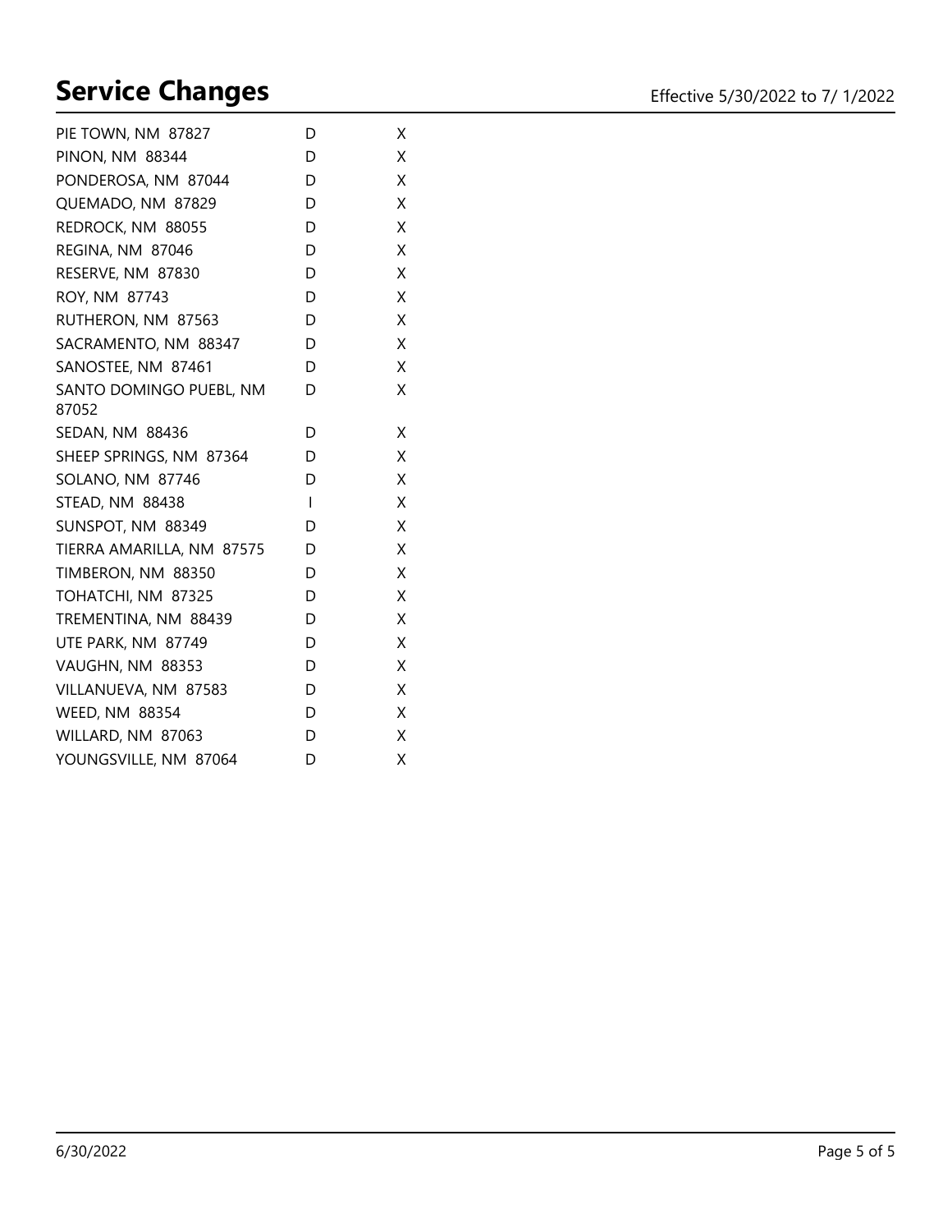# Service Changes

Effective 5/30/2022 to 7/ 1/2022

| | | |
|---|---|---|
| PIE TOWN, NM 87827 | D | X |
| PINON, NM 88344 | D | X |
| PONDEROSA, NM 87044 | D | X |
| QUEMADO, NM 87829 | D | X |
| REDROCK, NM 88055 | D | X |
| REGINA, NM 87046 | D | X |
| RESERVE, NM 87830 | D | X |
| ROY, NM 87743 | D | X |
| RUTHERON, NM 87563 | D | X |
| SACRAMENTO, NM 88347 | D | X |
| SANOSTEE, NM 87461 | D | X |
| SANTO DOMINGO PUEBL, NM 87052 | D | X |
| SEDAN, NM 88436 | D | X |
| SHEEP SPRINGS, NM 87364 | D | X |
| SOLANO, NM 87746 | D | X |
| STEAD, NM 88438 | I | X |
| SUNSPOT, NM 88349 | D | X |
| TIERRA AMARILLA, NM 87575 | D | X |
| TIMBERON, NM 88350 | D | X |
| TOHATCHI, NM 87325 | D | X |
| TREMENTINA, NM 88439 | D | X |
| UTE PARK, NM 87749 | D | X |
| VAUGHN, NM 88353 | D | X |
| VILLANUEVA, NM 87583 | D | X |
| WEED, NM 88354 | D | X |
| WILLARD, NM 87063 | D | X |
| YOUNGSVILLE, NM 87064 | D | X |

6/30/2022